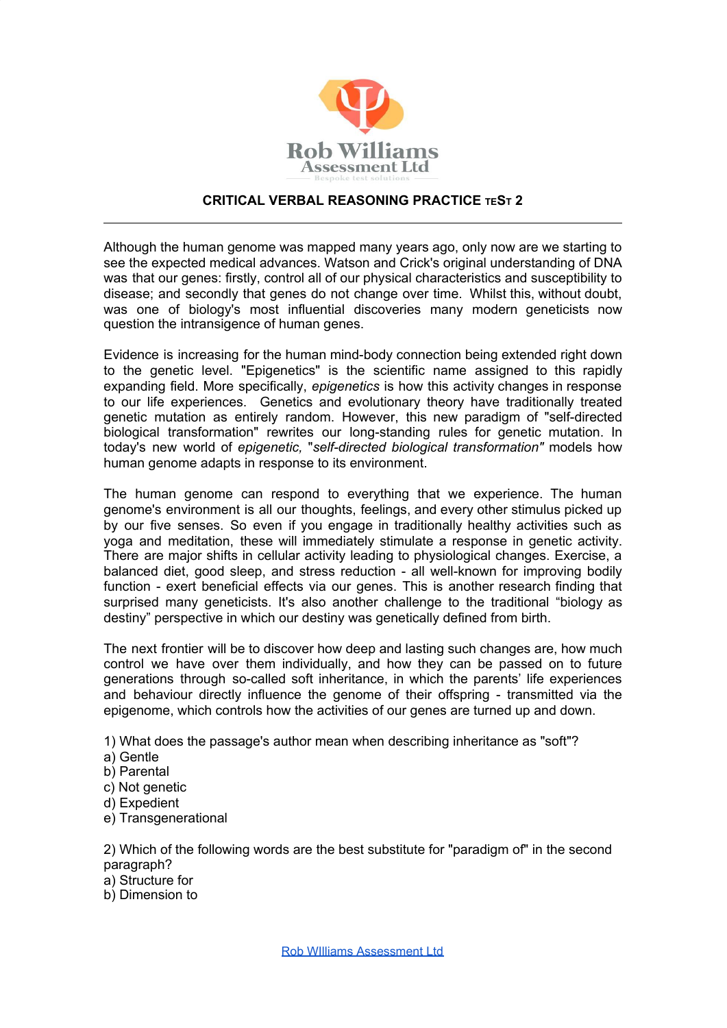# CRITICAL VERBAL REASONING PRACTICE TEST 2

---

Although the human genome was mapped many years ago, only now are we starting to see the expected medical advances. Watson and Crick's original understanding of DNA was that our genes: firstly, control all of our physical characteristics and susceptibility to disease; and secondly that genes do not change over time. Whilst this, without doubt, was one of biology's most influential discoveries many modern geneticists now question the intransigence of human genes.

Evidence is increasing for the human mind-body connection being extended right down to the genetic level. "Epigenetics" is the scientific name assigned to this rapidly expanding field. More specifically, *epigenetics* is how this activity changes in response to our life experiences. Genetics and evolutionary theory have traditionally treated genetic mutation as entirely random. However, this new paradigm of "self-directed biological transformation" rewrites our long-standing rules for genetic mutation. In today's new world of *epigenetic,* "*self-directed biological transformation"* models how human genome adapts in response to its environment.

The human genome can respond to everything that we experience. The human genome's environment is all our thoughts, feelings, and every other stimulus picked up by our five senses. So even if you engage in traditionally healthy activities such as yoga and meditation, these will immediately stimulate a response in genetic activity. There are major shifts in cellular activity leading to physiological changes. Exercise, a balanced diet, good sleep, and stress reduction - all well-known for improving bodily function - exert beneficial effects via our genes. This is another research finding that surprised many geneticists. It's also another challenge to the traditional "biology as destiny" perspective in which our destiny was genetically defined from birth.

The next frontier will be to discover how deep and lasting such changes are, how much control we have over them individually, and how they can be passed on to future generations through so-called soft inheritance, in which the parents' life experiences and behaviour directly influence the genome of their offspring - transmitted via the epigenome, which controls how the activities of our genes are turned up and down.

1) What does the passage's author mean when describing inheritance as "soft"?
a) Gentle
b) Parental
c) Not genetic
d) Expedient
e) Transgenerational

2) Which of the following words are the best substitute for "paradigm of" in the second paragraph?
a) Structure for
b) Dimension to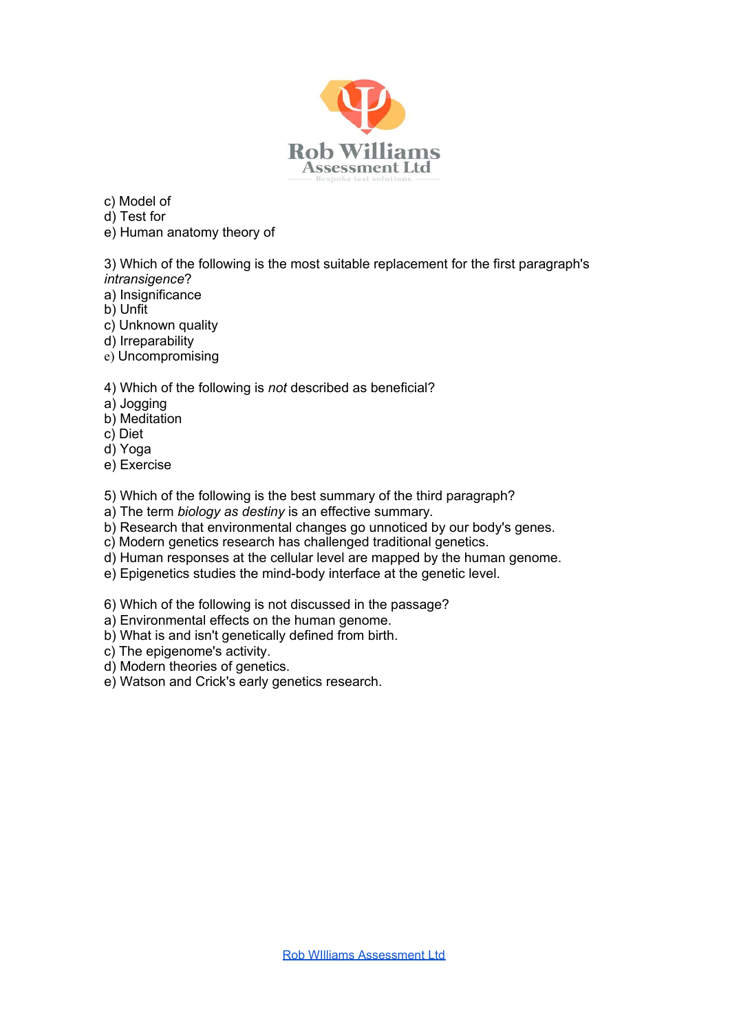c) Model of
d) Test for
e) Human anatomy theory of

3) Which of the following is the most suitable replacement for the first paragraph's *intransigence*?
a) Insignificance
b) Unfit
c) Unknown quality
d) Irreparability
e) Uncompromising

4) Which of the following is *not* described as beneficial?
a) Jogging
b) Meditation
c) Diet
d) Yoga
e) Exercise

5) Which of the following is the best summary of the third paragraph?
a) The term *biology as destiny* is an effective summary.
b) Research that environmental changes go unnoticed by our body's genes.
c) Modern genetics research has challenged traditional genetics.
d) Human responses at the cellular level are mapped by the human genome.
e) Epigenetics studies the mind-body interface at the genetic level.

6) Which of the following is not discussed in the passage?
a) Environmental effects on the human genome.
b) What is and isn't genetically defined from birth.
c) The epigenome's activity.
d) Modern theories of genetics.
e) Watson and Crick's early genetics research.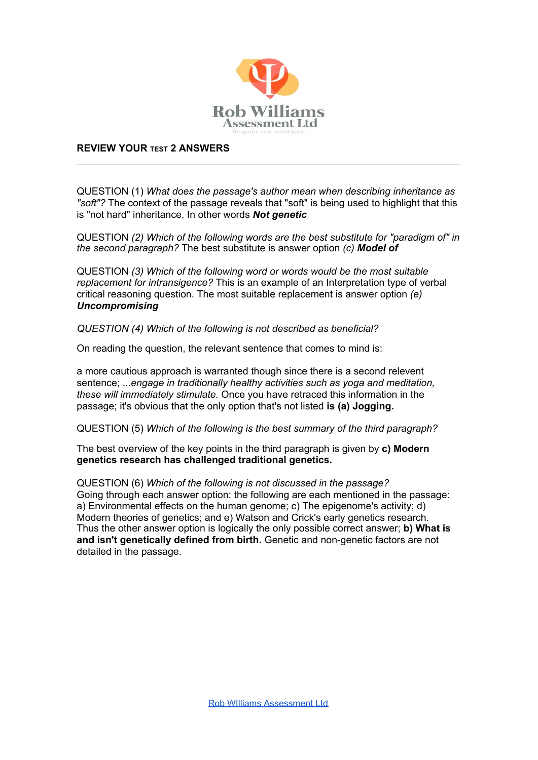## REVIEW YOUR TEST 2 ANSWERS

---

QUESTION (1) *What does the passage's author mean when describing inheritance as "soft"?* The context of the passage reveals that "soft" is being used to highlight that this is "not hard" inheritance. In other words ***Not genetic***

QUESTION *(2) Which of the following words are the best substitute for "paradigm of" in the second paragraph?* The best substitute is answer option *(c)* ***Model of***

QUESTION *(3) Which of the following word or words would be the most suitable replacement for intransigence?* This is an example of an Interpretation type of verbal critical reasoning question. The most suitable replacement is answer option *(e)* ***Uncompromising***

*QUESTION (4) Which of the following is not described as beneficial?*

On reading the question, the relevant sentence that comes to mind is:

a more cautious approach is warranted though since there is a second relevent sentence; ...*engage in traditionally healthy activities such as yoga and meditation, these will immediately stimulate.* Once you have retraced this information in the passage; it's obvious that the only option that's not listed **is (a) Jogging.**

QUESTION (5) *Which of the following is the best summary of the third paragraph?*

The best overview of the key points in the third paragraph is given by **c) Modern genetics research has challenged traditional genetics.**

QUESTION (6) *Which of the following is not discussed in the passage?*
Going through each answer option: the following are each mentioned in the passage: a) Environmental effects on the human genome; c) The epigenome's activity; d) Modern theories of genetics; and e) Watson and Crick's early genetics research. Thus the other answer option is logically the only possible correct answer; **b) What is and isn't genetically defined from birth.** Genetic and non-genetic factors are not detailed in the passage.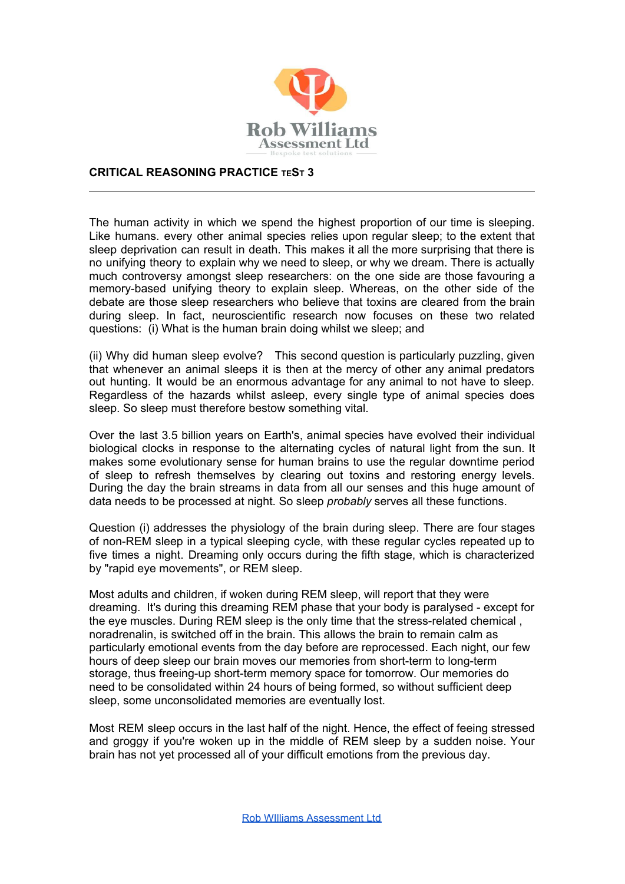**CRITICAL REASONING PRACTICE TEST 3**

---

The human activity in which we spend the highest proportion of our time is sleeping. Like humans. every other animal species relies upon regular sleep; to the extent that sleep deprivation can result in death. This makes it all the more surprising that there is no unifying theory to explain why we need to sleep, or why we dream. There is actually much controversy amongst sleep researchers: on the one side are those favouring a memory-based unifying theory to explain sleep. Whereas, on the other side of the debate are those sleep researchers who believe that toxins are cleared from the brain during sleep. In fact, neuroscientific research now focuses on these two related questions: (i) What is the human brain doing whilst we sleep; and

(ii) Why did human sleep evolve? This second question is particularly puzzling, given that whenever an animal sleeps it is then at the mercy of other any animal predators out hunting. It would be an enormous advantage for any animal to not have to sleep. Regardless of the hazards whilst asleep, every single type of animal species does sleep. So sleep must therefore bestow something vital.

Over the last 3.5 billion years on Earth's, animal species have evolved their individual biological clocks in response to the alternating cycles of natural light from the sun. It makes some evolutionary sense for human brains to use the regular downtime period of sleep to refresh themselves by clearing out toxins and restoring energy levels. During the day the brain streams in data from all our senses and this huge amount of data needs to be processed at night. So sleep *probably* serves all these functions.

Question (i) addresses the physiology of the brain during sleep. There are four stages of non-REM sleep in a typical sleeping cycle, with these regular cycles repeated up to five times a night. Dreaming only occurs during the fifth stage, which is characterized by "rapid eye movements", or REM sleep.

Most adults and children, if woken during REM sleep, will report that they were dreaming. It's during this dreaming REM phase that your body is paralysed - except for the eye muscles. During REM sleep is the only time that the stress-related chemical , noradrenalin, is switched off in the brain. This allows the brain to remain calm as particularly emotional events from the day before are reprocessed. Each night, our few hours of deep sleep our brain moves our memories from short-term to long-term storage, thus freeing-up short-term memory space for tomorrow. Our memories do need to be consolidated within 24 hours of being formed, so without sufficient deep sleep, some unconsolidated memories are eventually lost.

Most REM sleep occurs in the last half of the night. Hence, the effect of feeing stressed and groggy if you're woken up in the middle of REM sleep by a sudden noise. Your brain has not yet processed all of your difficult emotions from the previous day.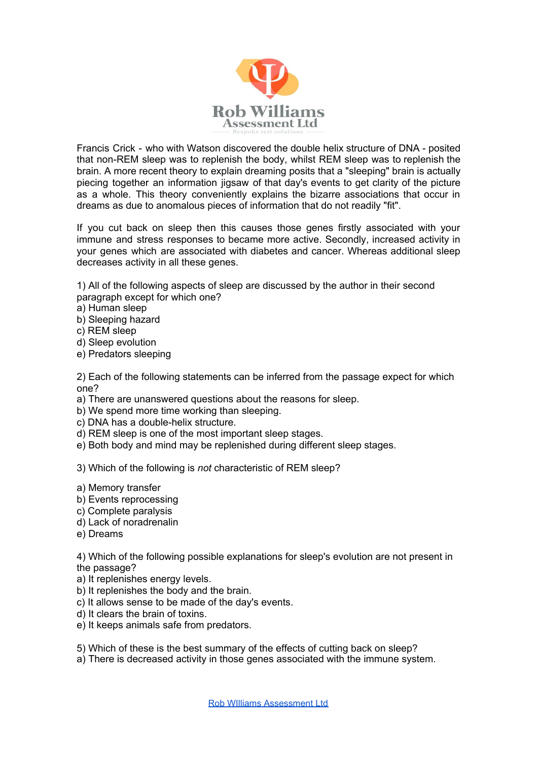Francis Crick - who with Watson discovered the double helix structure of DNA - posited that non-REM sleep was to replenish the body, whilst REM sleep was to replenish the brain. A more recent theory to explain dreaming posits that a "sleeping" brain is actually piecing together an information jigsaw of that day's events to get clarity of the picture as a whole. This theory conveniently explains the bizarre associations that occur in dreams as due to anomalous pieces of information that do not readily "fit".

If you cut back on sleep then this causes those genes firstly associated with your immune and stress responses to became more active. Secondly, increased activity in your genes which are associated with diabetes and cancer. Whereas additional sleep decreases activity in all these genes.

1) All of the following aspects of sleep are discussed by the author in their second paragraph except for which one?
a) Human sleep
b) Sleeping hazard
c) REM sleep
d) Sleep evolution
e) Predators sleeping

2) Each of the following statements can be inferred from the passage expect for which one?
a) There are unanswered questions about the reasons for sleep.
b) We spend more time working than sleeping.
c) DNA has a double-helix structure.
d) REM sleep is one of the most important sleep stages.
e) Both body and mind may be replenished during different sleep stages.

3) Which of the following is *not* characteristic of REM sleep?

a) Memory transfer
b) Events reprocessing
c) Complete paralysis
d) Lack of noradrenalin
e) Dreams

4) Which of the following possible explanations for sleep's evolution are not present in the passage?
a) It replenishes energy levels.
b) It replenishes the body and the brain.
c) It allows sense to be made of the day's events.
d) It clears the brain of toxins.
e) It keeps animals safe from predators.

5) Which of these is the best summary of the effects of cutting back on sleep?
a) There is decreased activity in those genes associated with the immune system.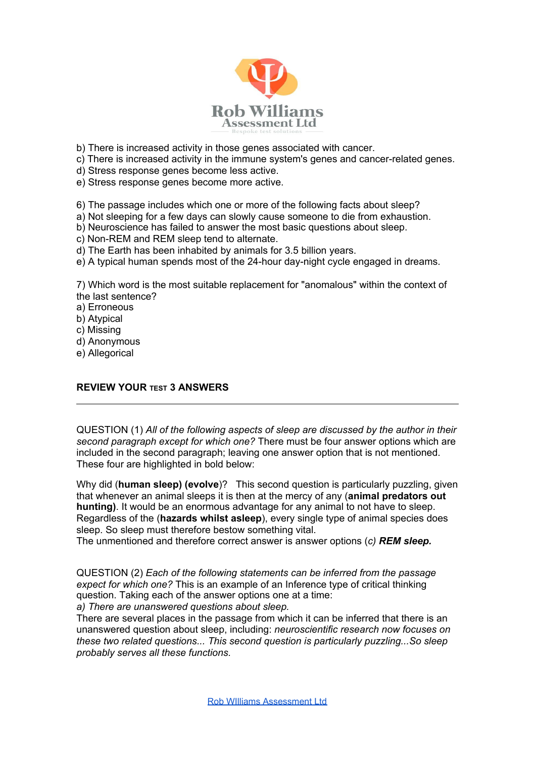b) There is increased activity in those genes associated with cancer.
c) There is increased activity in the immune system's genes and cancer-related genes.
d) Stress response genes become less active.
e) Stress response genes become more active.

6) The passage includes which one or more of the following facts about sleep?
a) Not sleeping for a few days can slowly cause someone to die from exhaustion.
b) Neuroscience has failed to answer the most basic questions about sleep.
c) Non-REM and REM sleep tend to alternate.
d) The Earth has been inhabited by animals for 3.5 billion years.
e) A typical human spends most of the 24-hour day-night cycle engaged in dreams.

7) Which word is the most suitable replacement for "anomalous" within the context of the last sentence?
a) Erroneous
b) Atypical
c) Missing
d) Anonymous
e) Allegorical

**REVIEW YOUR TEST 3 ANSWERS**

---

QUESTION (1) *All of the following aspects of sleep are discussed by the author in their second paragraph except for which one?* There must be four answer options which are included in the second paragraph; leaving one answer option that is not mentioned. These four are highlighted in bold below:

Why did (**human sleep) (evolve**)? This second question is particularly puzzling, given that whenever an animal sleeps it is then at the mercy of any (**animal predators out hunting)**. It would be an enormous advantage for any animal to not have to sleep. Regardless of the (**hazards whilst asleep**), every single type of animal species does sleep. So sleep must therefore bestow something vital.
The unmentioned and therefore correct answer is answer options (*c) **REM sleep.***

QUESTION (2) *Each of the following statements can be inferred from the passage expect for which one?* This is an example of an Inference type of critical thinking question. Taking each of the answer options one at a time:
*a) There are unanswered questions about sleep.*
There are several places in the passage from which it can be inferred that there is an unanswered question about sleep, including: *neuroscientific research now focuses on these two related questions... This second question is particularly puzzling...So sleep probably serves all these functions.*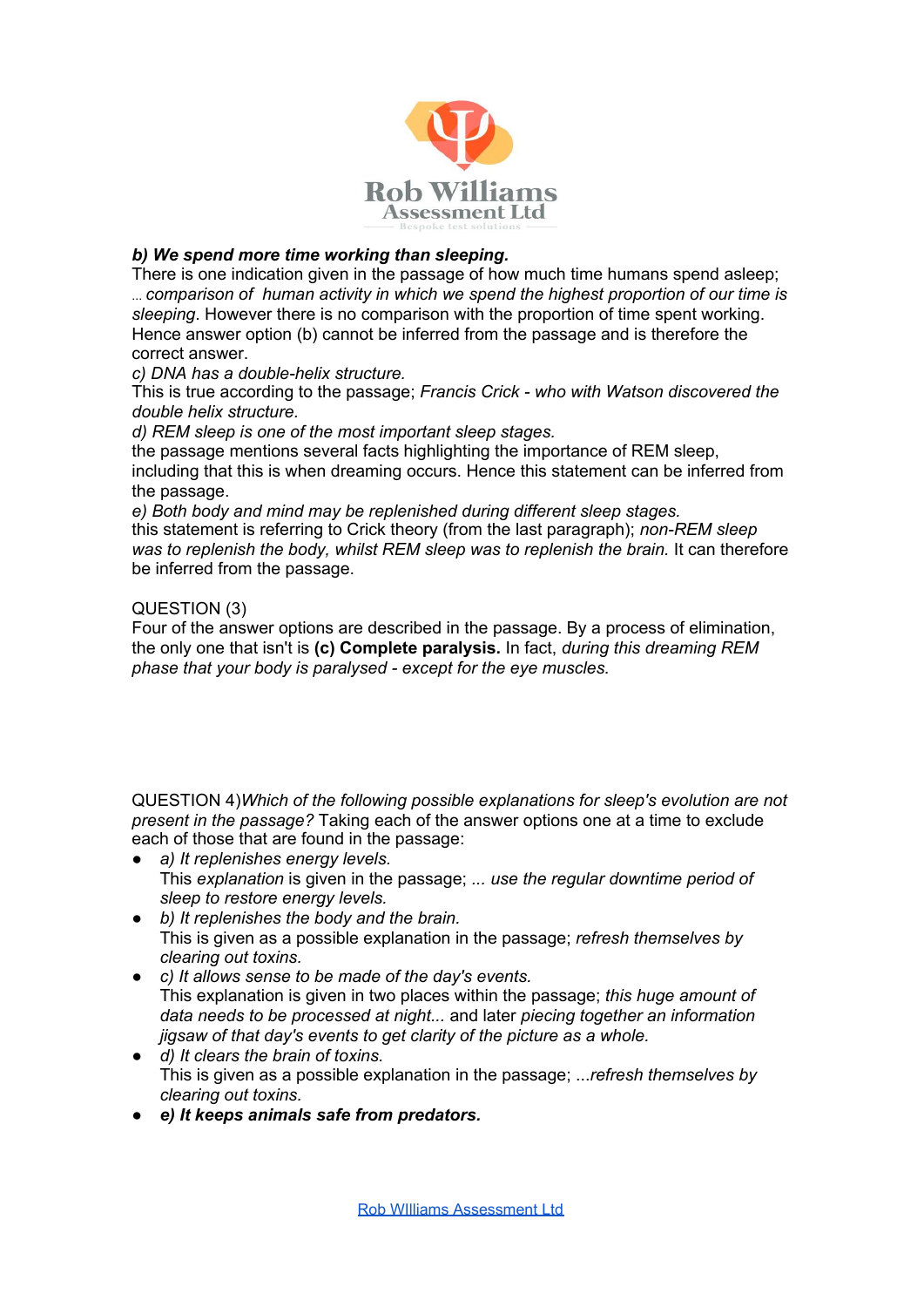**_b) We spend more time working than sleeping._**

There is one indication given in the passage of how much time humans spend asleep; *... comparison of human activity in which we spend the highest proportion of our time is sleeping*. However there is no comparison with the proportion of time spent working. Hence answer option (b) cannot be inferred from the passage and is therefore the correct answer.

*c) DNA has a double-helix structure.*

This is true according to the passage; *Francis Crick - who with Watson discovered the double helix structure.*

*d) REM sleep is one of the most important sleep stages.*

the passage mentions several facts highlighting the importance of REM sleep, including that this is when dreaming occurs. Hence this statement can be inferred from the passage.

*e) Both body and mind may be replenished during different sleep stages.*

this statement is referring to Crick theory (from the last paragraph); *non-REM sleep was to replenish the body, whilst REM sleep was to replenish the brain.* It can therefore be inferred from the passage.

QUESTION (3)

Four of the answer options are described in the passage. By a process of elimination, the only one that isn't is **(c) Complete paralysis.** In fact, *during this dreaming REM phase that your body is paralysed - except for the eye muscles.*

QUESTION 4)*Which of the following possible explanations for sleep's evolution are not present in the passage?* Taking each of the answer options one at a time to exclude each of those that are found in the passage:

- *a) It replenishes energy levels.*
  This *explanation* is given in the passage; *... use the regular downtime period of sleep to restore energy levels.*
- *b) It replenishes the body and the brain.*
  This is given as a possible explanation in the passage; *refresh themselves by clearing out toxins.*
- *c) It allows sense to be made of the day's events.*
  This explanation is given in two places within the passage; *this huge amount of data needs to be processed at night...* and later *piecing together an information jigsaw of that day's events to get clarity of the picture as a whole.*
- *d) It clears the brain of toxins.*
  This is given as a possible explanation in the passage; *...refresh themselves by clearing out toxins.*
- ***e) It keeps animals safe from predators.***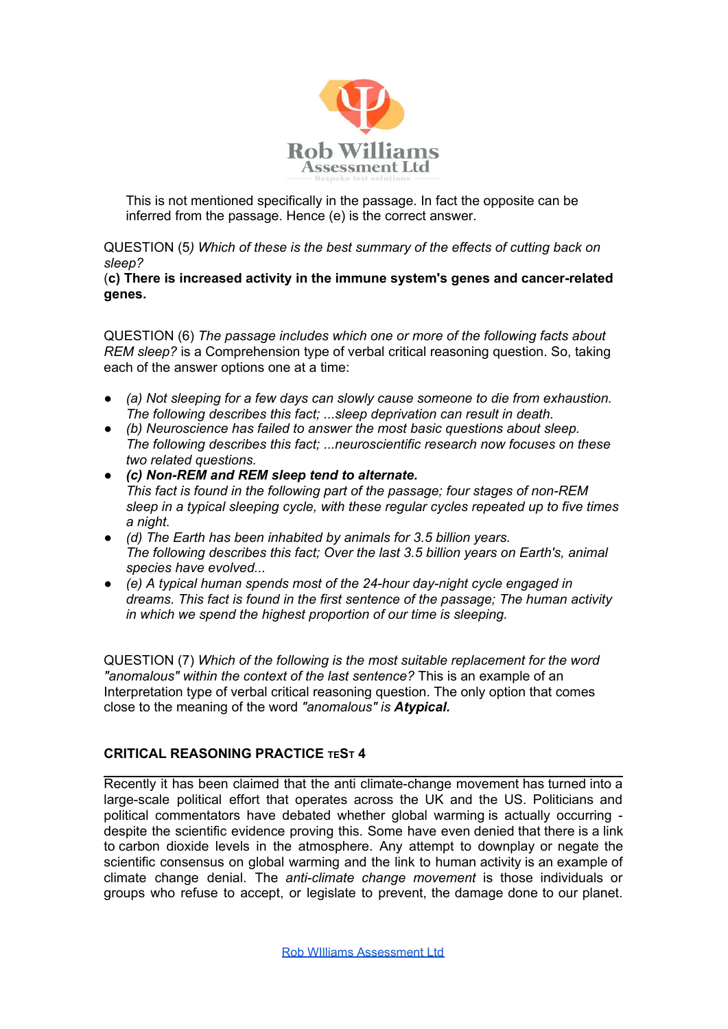This is not mentioned specifically in the passage. In fact the opposite can be inferred from the passage. Hence (e) is the correct answer.

QUESTION (5*) Which of these is the best summary of the effects of cutting back on sleep?*
(**c) There is increased activity in the immune system's genes and cancer-related genes.**

QUESTION (6) *The passage includes which one or more of the following facts about REM sleep?* is a Comprehension type of verbal critical reasoning question. So, taking each of the answer options one at a time:

- *(a) Not sleeping for a few days can slowly cause someone to die from exhaustion. The following describes this fact; ...sleep deprivation can result in death.*
- *(b) Neuroscience has failed to answer the most basic questions about sleep. The following describes this fact; ...neuroscientific research now focuses on these two related questions.*
- ***(c) Non-REM and REM sleep tend to alternate.*** *This fact is found in the following part of the passage; four stages of non-REM sleep in a typical sleeping cycle, with these regular cycles repeated up to five times a night.*
- *(d) The Earth has been inhabited by animals for 3.5 billion years. The following describes this fact; Over the last 3.5 billion years on Earth's, animal species have evolved...*
- *(e) A typical human spends most of the 24-hour day-night cycle engaged in dreams. This fact is found in the first sentence of the passage; The human activity in which we spend the highest proportion of our time is sleeping.*

QUESTION (7) *Which of the following is the most suitable replacement for the word "anomalous" within the context of the last sentence?* This is an example of an Interpretation type of verbal critical reasoning question. The only option that comes close to the meaning of the word *"anomalous" is **Atypical.***

## CRITICAL REASONING PRACTICE TEST 4

Recently it has been claimed that the anti climate-change movement has turned into a large-scale political effort that operates across the UK and the US. Politicians and political commentators have debated whether global warming is actually occurring - despite the scientific evidence proving this. Some have even denied that there is a link to carbon dioxide levels in the atmosphere. Any attempt to downplay or negate the scientific consensus on global warming and the link to human activity is an example of climate change denial. The *anti-climate change movement* is those individuals or groups who refuse to accept, or legislate to prevent, the damage done to our planet.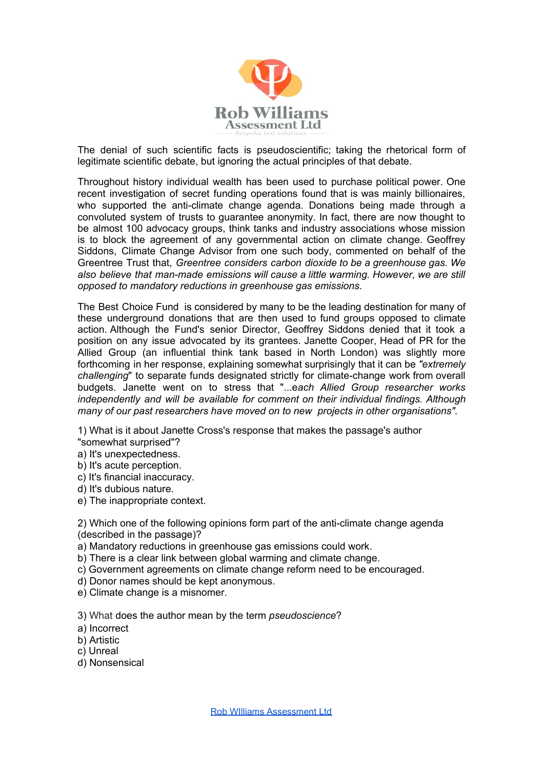The denial of such scientific facts is pseudoscientific; taking the rhetorical form of legitimate scientific debate, but ignoring the actual principles of that debate.

Throughout history individual wealth has been used to purchase political power. One recent investigation of secret funding operations found that is was mainly billionaires, who supported the anti-climate change agenda. Donations being made through a convoluted system of trusts to guarantee anonymity. In fact, there are now thought to be almost 100 advocacy groups, think tanks and industry associations whose mission is to block the agreement of any governmental action on climate change. Geoffrey Siddons, Climate Change Advisor from one such body, commented on behalf of the Greentree Trust that, *Greentree considers carbon dioxide to be a greenhouse gas. We also believe that man-made emissions will cause a little warming. However, we are still opposed to mandatory reductions in greenhouse gas emissions*.

The Best Choice Fund is considered by many to be the leading destination for many of these underground donations that are then used to fund groups opposed to climate action. Although the Fund's senior Director, Geoffrey Siddons denied that it took a position on any issue advocated by its grantees. Janette Cooper, Head of PR for the Allied Group (an influential think tank based in North London) was slightly more forthcoming in her response, explaining somewhat surprisingly that it can be *"extremely challenging*" to separate funds designated strictly for climate-change work from overall budgets. Janette went on to stress that "...*each Allied Group researcher works independently and will be available for comment on their individual findings. Although many of our past researchers have moved on to new projects in other organisations".*

1) What is it about Janette Cross's response that makes the passage's author "somewhat surprised"?
a) It's unexpectedness.
b) It's acute perception.
c) It's financial inaccuracy.
d) It's dubious nature.
e) The inappropriate context.

2) Which one of the following opinions form part of the anti-climate change agenda (described in the passage)?
a) Mandatory reductions in greenhouse gas emissions could work.
b) There is a clear link between global warming and climate change.
c) Government agreements on climate change reform need to be encouraged.
d) Donor names should be kept anonymous.
e) Climate change is a misnomer.

3) What does the author mean by the term *pseudoscience*?
a) Incorrect
b) Artistic
c) Unreal
d) Nonsensical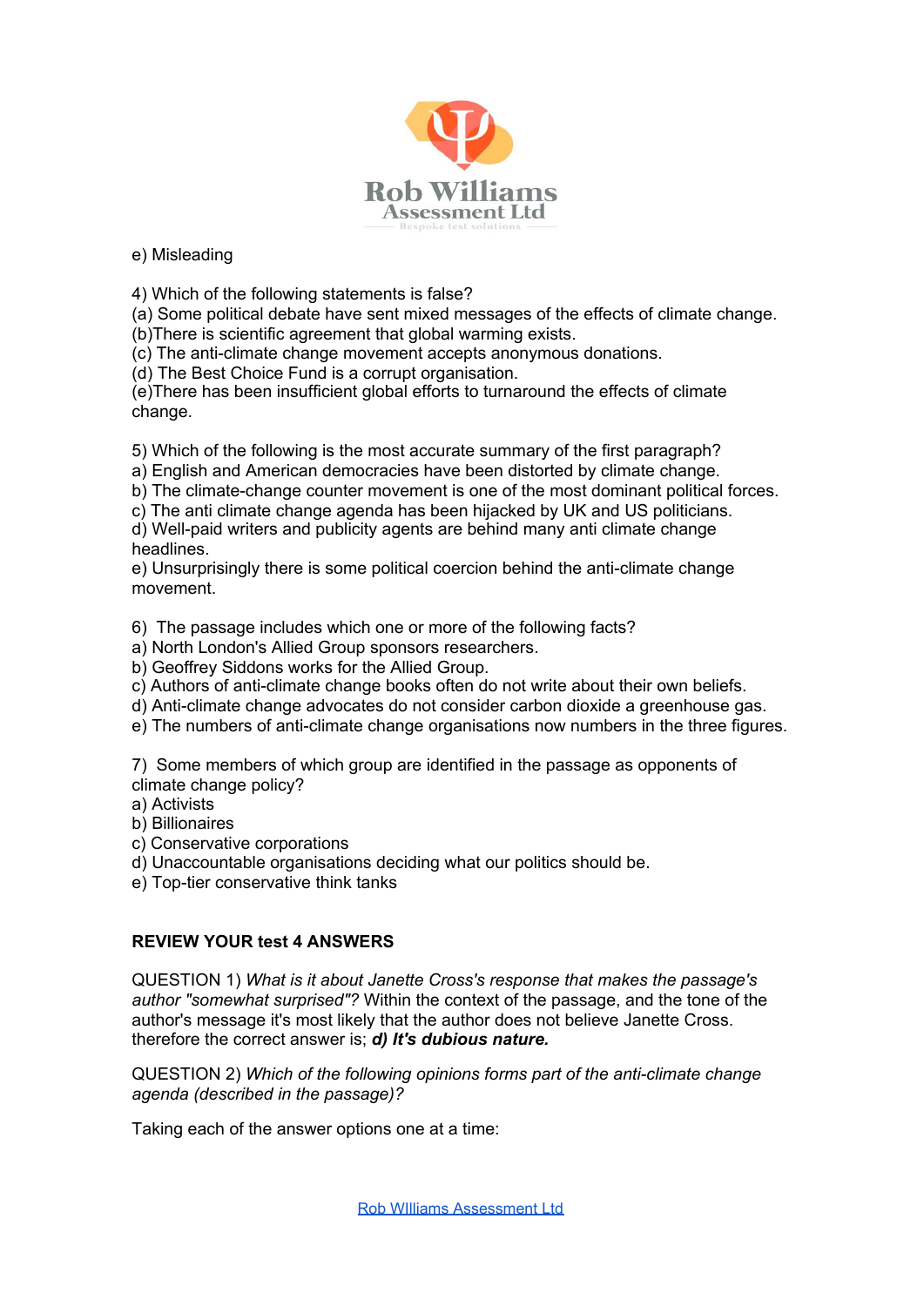e) Misleading

4) Which of the following statements is false?
(a) Some political debate have sent mixed messages of the effects of climate change.
(b)There is scientific agreement that global warming exists.
(c) The anti-climate change movement accepts anonymous donations.
(d) The Best Choice Fund is a corrupt organisation.
(e)There has been insufficient global efforts to turnaround the effects of climate change.

5) Which of the following is the most accurate summary of the first paragraph?
a) English and American democracies have been distorted by climate change.
b) The climate-change counter movement is one of the most dominant political forces.
c) The anti climate change agenda has been hijacked by UK and US politicians.
d) Well-paid writers and publicity agents are behind many anti climate change headlines.
e) Unsurprisingly there is some political coercion behind the anti-climate change movement.

6) The passage includes which one or more of the following facts?
a) North London's Allied Group sponsors researchers.
b) Geoffrey Siddons works for the Allied Group.
c) Authors of anti-climate change books often do not write about their own beliefs.
d) Anti-climate change advocates do not consider carbon dioxide a greenhouse gas.
e) The numbers of anti-climate change organisations now numbers in the three figures.

7) Some members of which group are identified in the passage as opponents of climate change policy?
a) Activists
b) Billionaires
c) Conservative corporations
d) Unaccountable organisations deciding what our politics should be.
e) Top-tier conservative think tanks

**REVIEW YOUR test 4 ANSWERS**

QUESTION 1) *What is it about Janette Cross's response that makes the passage's author "somewhat surprised"?* Within the context of the passage, and the tone of the author's message it's most likely that the author does not believe Janette Cross. therefore the correct answer is; ***d) It's dubious nature.***

QUESTION 2) *Which of the following opinions forms part of the anti-climate change agenda (described in the passage)?*

Taking each of the answer options one at a time: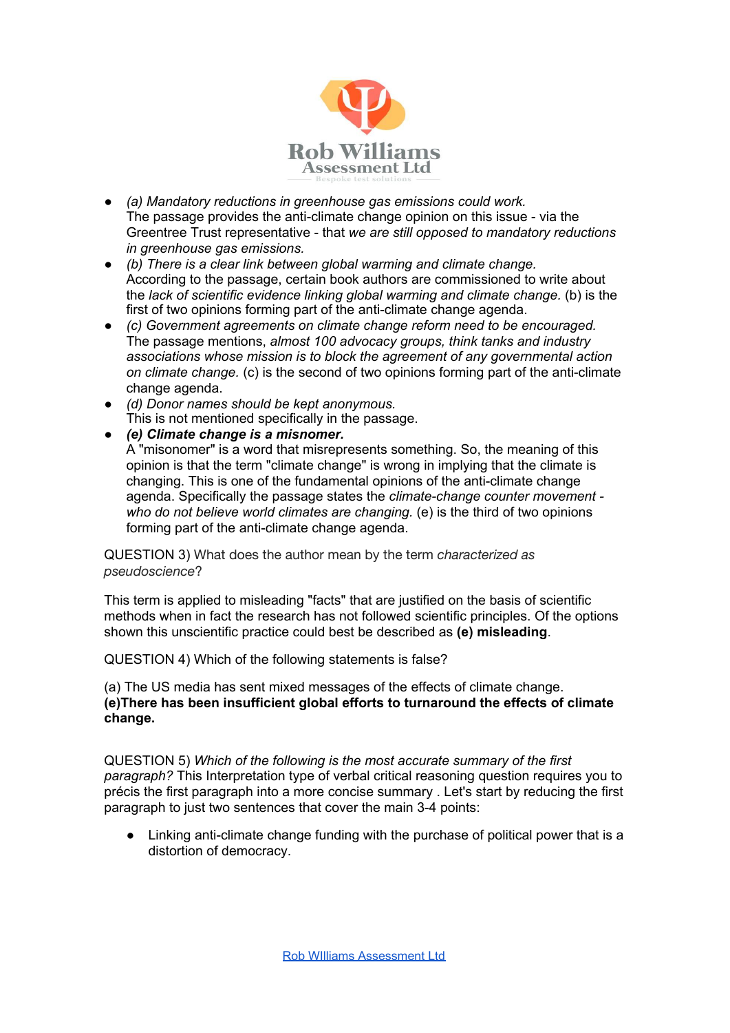- *(a) Mandatory reductions in greenhouse gas emissions could work.*
  The passage provides the anti-climate change opinion on this issue - via the Greentree Trust representative - that *we are still opposed to mandatory reductions in greenhouse gas emissions.*
- *(b) There is a clear link between global warming and climate change.*
  According to the passage, certain book authors are commissioned to write about the *lack of scientific evidence linking global warming and climate change.* (b) is the first of two opinions forming part of the anti-climate change agenda.
- *(c) Government agreements on climate change reform need to be encouraged.*
  The passage mentions, *almost 100 advocacy groups, think tanks and industry associations whose mission is to block the agreement of any governmental action on climate change.* (c) is the second of two opinions forming part of the anti-climate change agenda.
- *(d) Donor names should be kept anonymous.*
  This is not mentioned specifically in the passage.
- ***(e) Climate change is a misnomer.***
  A "misonomer" is a word that misrepresents something. So, the meaning of this opinion is that the term "climate change" is wrong in implying that the climate is changing. This is one of the fundamental opinions of the anti-climate change agenda. Specifically the passage states the *climate-change counter movement - who do not believe world climates are changing.* (e) is the third of two opinions forming part of the anti-climate change agenda.

QUESTION 3) What does the author mean by the term *characterized as pseudoscience*?

This term is applied to misleading "facts" that are justified on the basis of scientific methods when in fact the research has not followed scientific principles. Of the options shown this unscientific practice could best be described as **(e) misleading**.

QUESTION 4) Which of the following statements is false?

(a) The US media has sent mixed messages of the effects of climate change.
**(e)There has been insufficient global efforts to turnaround the effects of climate change.**

QUESTION 5) *Which of the following is the most accurate summary of the first paragraph?* This Interpretation type of verbal critical reasoning question requires you to précis the first paragraph into a more concise summary . Let's start by reducing the first paragraph to just two sentences that cover the main 3-4 points:

- Linking anti-climate change funding with the purchase of political power that is a distortion of democracy.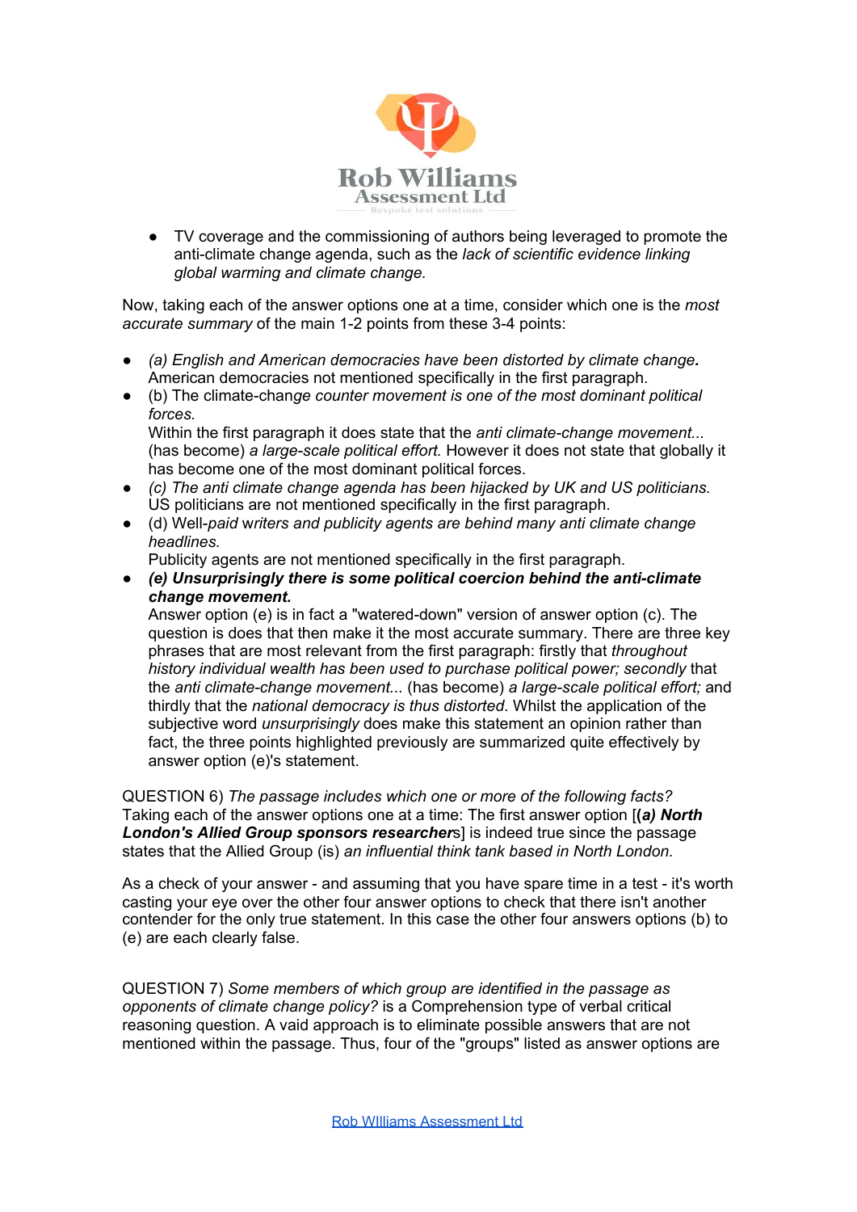- TV coverage and the commissioning of authors being leveraged to promote the anti-climate change agenda, such as the *lack of scientific evidence linking global warming and climate change.*

Now, taking each of the answer options one at a time, consider which one is the *most accurate summary* of the main 1-2 points from these 3-4 points:

- *(a) English and American democracies have been distorted by climate change.* American democracies not mentioned specifically in the first paragraph.
- (b) The climate-chan*ge counter movement is one of the most dominant political forces.*
  Within the first paragraph it does state that the *anti climate-change movement...* (has become) *a large-scale political effort.* However it does not state that globally it has become one of the most dominant political forces.
- *(c) The anti climate change agenda has been hijacked by UK and US politicians.* US politicians are not mentioned specifically in the first paragraph.
- (d) Well-*paid writers and publicity agents are behind many anti climate change headlines.*
  Publicity agents are not mentioned specifically in the first paragraph.
- ***(e) Unsurprisingly there is some political coercion behind the anti-climate change movement.***
  Answer option (e) is in fact a "watered-down" version of answer option (c). The question is does that then make it the most accurate summary. There are three key phrases that are most relevant from the first paragraph: firstly that *throughout history individual wealth has been used to purchase political power; secondly* that the *anti climate-change movement...* (has become) *a large-scale political effort;* and thirdly that the *national democracy is thus distorted*. Whilst the application of the subjective word *unsurprisingly* does make this statement an opinion rather than fact, the three points highlighted previously are summarized quite effectively by answer option (e)'s statement.

QUESTION 6) *The passage includes which one or more of the following facts?* Taking each of the answer options one at a time: The first answer option [***(a) North London's Allied Group sponsors researchers***] is indeed true since the passage states that the Allied Group (is) *an influential think tank based in North London.*

As a check of your answer - and assuming that you have spare time in a test - it's worth casting your eye over the other four answer options to check that there isn't another contender for the only true statement. In this case the other four answers options (b) to (e) are each clearly false.

QUESTION 7) *Some members of which group are identified in the passage as opponents of climate change policy?* is a Comprehension type of verbal critical reasoning question. A vaid approach is to eliminate possible answers that are not mentioned within the passage. Thus, four of the "groups" listed as answer options are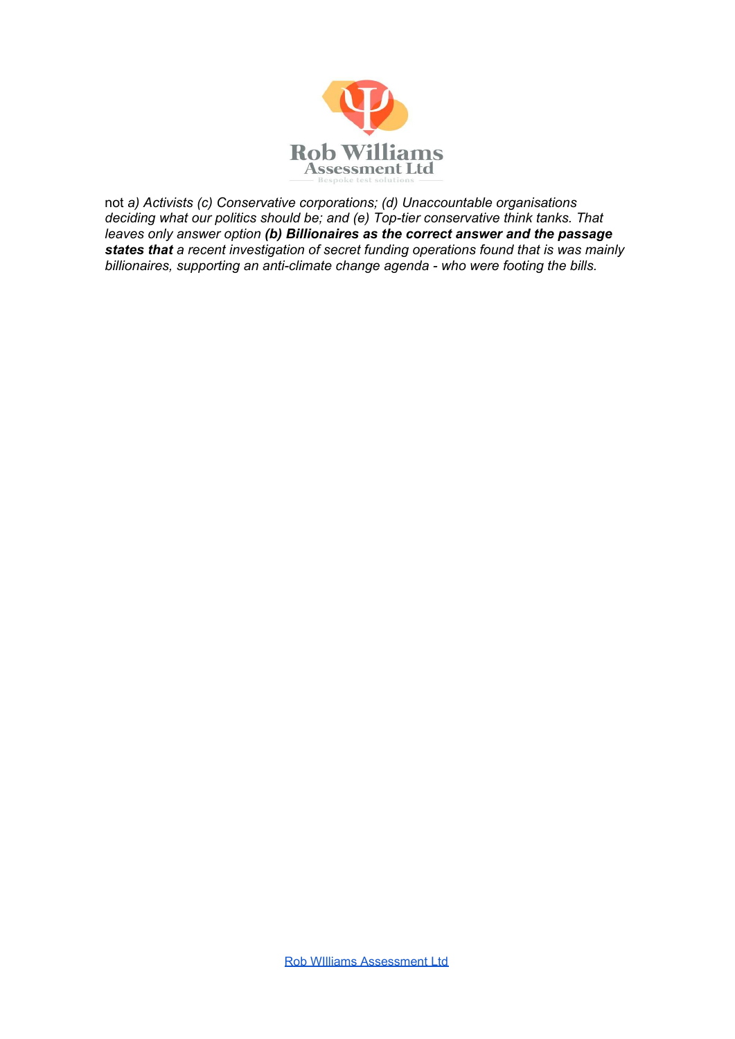not *a) Activists (c) Conservative corporations; (d) Unaccountable organisations deciding what our politics should be; and (e) Top-tier conservative think tanks. That leaves only answer option* ***(b) Billionaires as the correct answer and the passage states that*** *a recent investigation of secret funding operations found that is was mainly billionaires, supporting an anti-climate change agenda - who were footing the bills.*